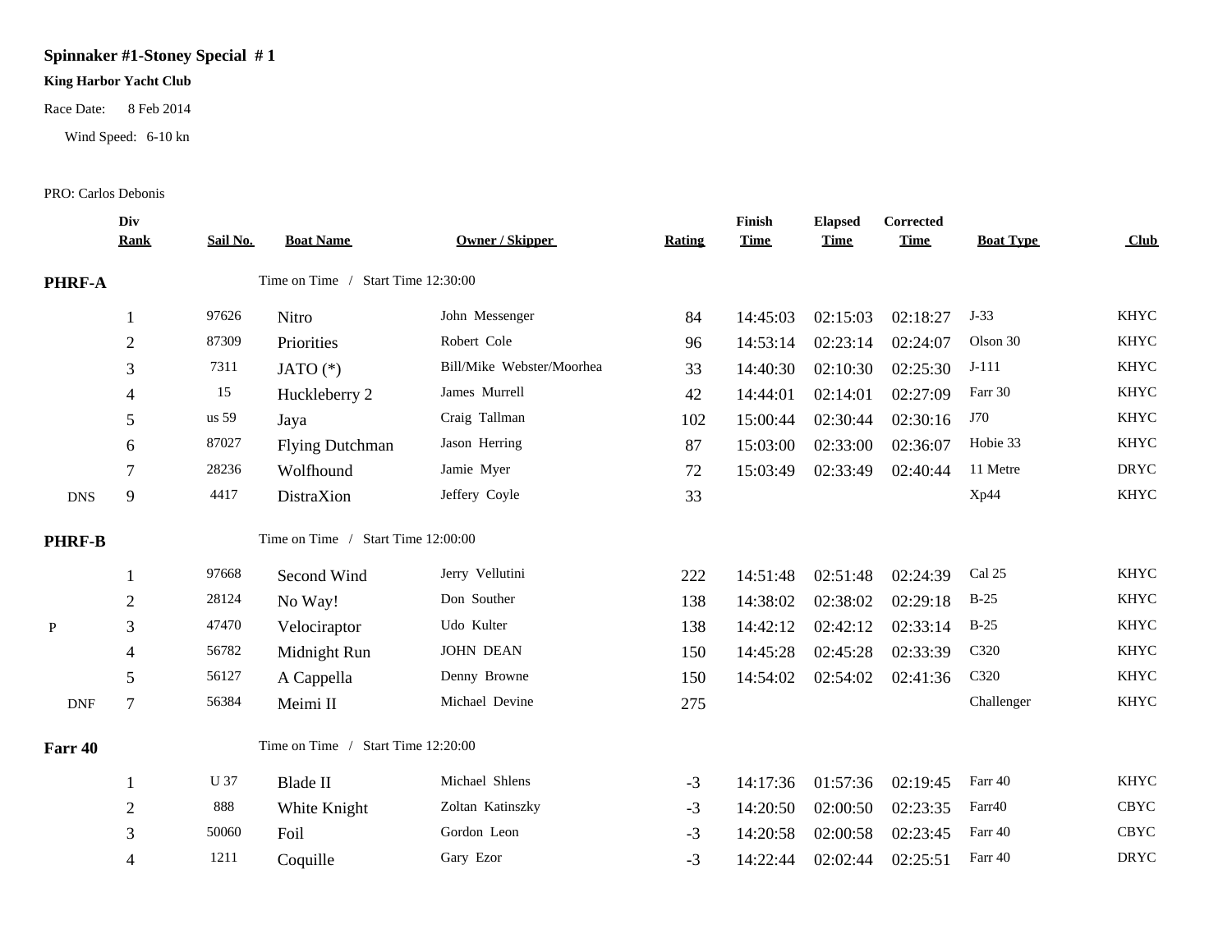# Spinnaker #1-Stoney Special # 1

**King Harbor Yacht Club**

Race Date: 8 Feb 2014

Wind Speed: 6-10 kn

PRO: Carlos Debonis

| | Div Rank | Sail No. | Boat Name | Owner / Skipper | Rating | Finish Time | Elapsed Time | Corrected Time | Boat Type | Club |
|---|---|---|---|---|---|---|---|---|---|---|
| **PHRF-A** | | | Time on Time / Start Time 12:30:00 | | | | | | | |
| | 1 | 97626 | Nitro | John Messenger | 84 | 14:45:03 | 02:15:03 | 02:18:27 | J-33 | KHYC |
| | 2 | 87309 | Priorities | Robert Cole | 96 | 14:53:14 | 02:23:14 | 02:24:07 | Olson 30 | KHYC |
| | 3 | 7311 | JATO (*) | Bill/Mike Webster/Moorhea | 33 | 14:40:30 | 02:10:30 | 02:25:30 | J-111 | KHYC |
| | 4 | 15 | Huckleberry 2 | James Murrell | 42 | 14:44:01 | 02:14:01 | 02:27:09 | Farr 30 | KHYC |
| | 5 | us 59 | Jaya | Craig Tallman | 102 | 15:00:44 | 02:30:44 | 02:30:16 | J70 | KHYC |
| | 6 | 87027 | Flying Dutchman | Jason Herring | 87 | 15:03:00 | 02:33:00 | 02:36:07 | Hobie 33 | KHYC |
| | 7 | 28236 | Wolfhound | Jamie Myer | 72 | 15:03:49 | 02:33:49 | 02:40:44 | 11 Metre | DRYC |
| DNS | 9 | 4417 | DistraXion | Jeffery Coyle | 33 | | | | Xp44 | KHYC |
| **PHRF-B** | | | Time on Time / Start Time 12:00:00 | | | | | | | |
| | 1 | 97668 | Second Wind | Jerry Vellutini | 222 | 14:51:48 | 02:51:48 | 02:24:39 | Cal 25 | KHYC |
| | 2 | 28124 | No Way! | Don Souther | 138 | 14:38:02 | 02:38:02 | 02:29:18 | B-25 | KHYC |
| P | 3 | 47470 | Velociraptor | Udo Kulter | 138 | 14:42:12 | 02:42:12 | 02:33:14 | B-25 | KHYC |
| | 4 | 56782 | Midnight Run | JOHN DEAN | 150 | 14:45:28 | 02:45:28 | 02:33:39 | C320 | KHYC |
| | 5 | 56127 | A Cappella | Denny Browne | 150 | 14:54:02 | 02:54:02 | 02:41:36 | C320 | KHYC |
| DNF | 7 | 56384 | Meimi II | Michael Devine | 275 | | | | Challenger | KHYC |
| **Farr 40** | | | Time on Time / Start Time 12:20:00 | | | | | | | |
| | 1 | U 37 | Blade II | Michael Shlens | -3 | 14:17:36 | 01:57:36 | 02:19:45 | Farr 40 | KHYC |
| | 2 | 888 | White Knight | Zoltan Katinszky | -3 | 14:20:50 | 02:00:50 | 02:23:35 | Farr40 | CBYC |
| | 3 | 50060 | Foil | Gordon Leon | -3 | 14:20:58 | 02:00:58 | 02:23:45 | Farr 40 | CBYC |
| | 4 | 1211 | Coquille | Gary Ezor | -3 | 14:22:44 | 02:02:44 | 02:25:51 | Farr 40 | DRYC |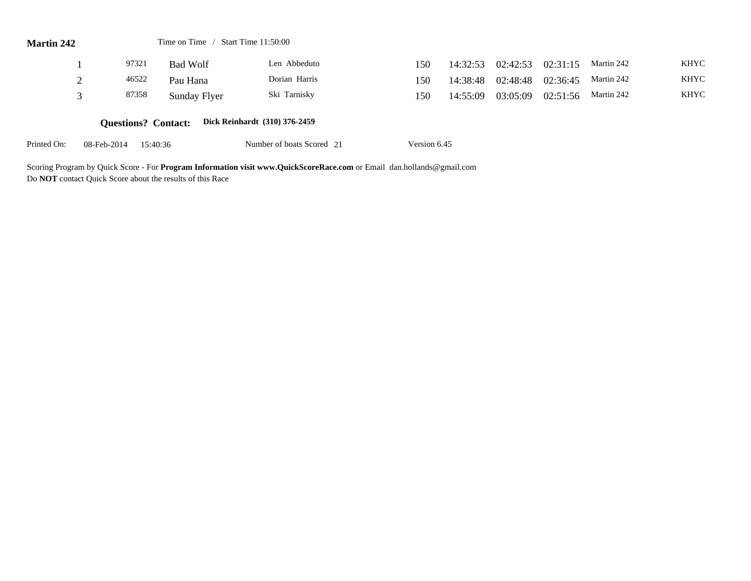**Martin 242** Time on Time / Start Time 11:50:00

| | | | | | | | | | |
|---|---|---|---|---|---|---|---|---|---|
| 1 | 97321 | Bad Wolf | Len Abbeduto | 150 | 14:32:53 | 02:42:53 | 02:31:15 | Martin 242 | KHYC |
| 2 | 46522 | Pau Hana | Dorian Harris | 150 | 14:38:48 | 02:48:48 | 02:36:45 | Martin 242 | KHYC |
| 3 | 87358 | Sunday Flyer | Ski Tarnisky | 150 | 14:55:09 | 03:05:09 | 02:51:56 | Martin 242 | KHYC |

**Questions? Contact:** **Dick Reinhardt (310) 376-2459**

Printed On: 08-Feb-2014 15:40:36 Number of boats Scored 21 Version 6.45

Scoring Program by Quick Score - For **Program Information visit www.QuickScoreRace.com** or Email dan.hollands@gmail.com
Do **NOT** contact Quick Score about the results of this Race